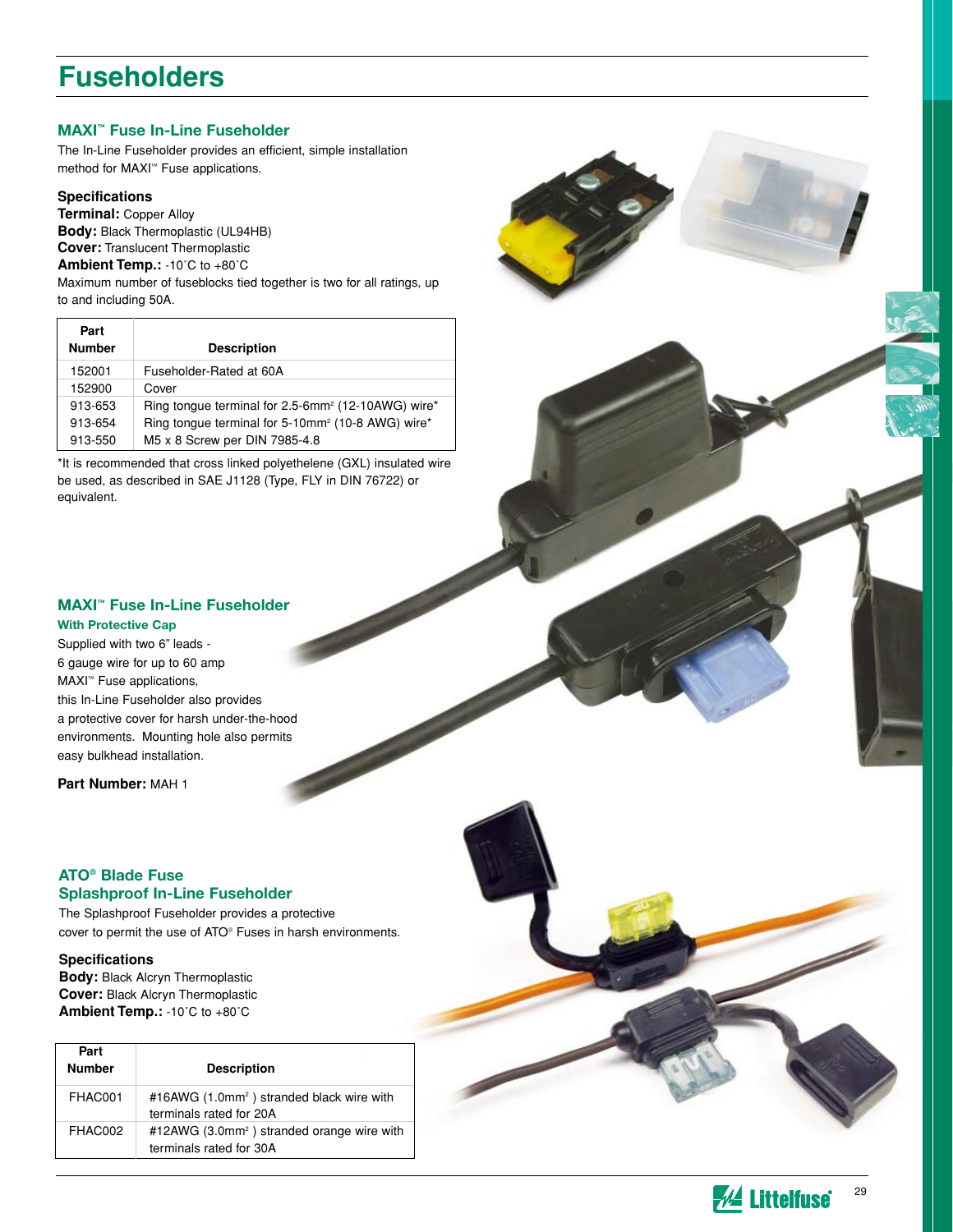# Fuseholders

## MAXI™ Fuse In-Line Fuseholder

The In-Line Fuseholder provides an efficient, simple installation method for MAXI™ Fuse applications.

### Specifications

**Terminal:** Copper Alloy
**Body:** Black Thermoplastic (UL94HB)
**Cover:** Translucent Thermoplastic
**Ambient Temp.:** -10˚C to +80˚C

Maximum number of fuseblocks tied together is two for all ratings, up to and including 50A.

| Part Number | Description |
|---|---|
| 152001 | Fuseholder-Rated at 60A |
| 152900 | Cover |
| 913-653 | Ring tongue terminal for 2.5-6mm² (12-10AWG) wire* |
| 913-654 | Ring tongue terminal for 5-10mm² (10-8 AWG) wire* |
| 913-550 | M5 x 8 Screw per DIN 7985-4.8 |

*It is recommended that cross linked polyethelene (GXL) insulated wire be used, as described in SAE J1128 (Type, FLY in DIN 76722) or equivalent.

## MAXI™ Fuse In-Line Fuseholder

### With Protective Cap

Supplied with two 6" leads - 6 gauge wire for up to 60 amp MAXI™ Fuse applications, this In-Line Fuseholder also provides a protective cover for harsh under-the-hood environments. Mounting hole also permits easy bulkhead installation.

**Part Number:** MAH 1

## ATO® Blade Fuse Splashproof In-Line Fuseholder

The Splashproof Fuseholder provides a protective cover to permit the use of ATO® Fuses in harsh environments.

### Specifications

**Body:** Black Alcryn Thermoplastic
**Cover:** Black Alcryn Thermoplastic
**Ambient Temp.:** -10˚C to +80˚C

| Part Number | Description |
|---|---|
| FHAC001 | #16AWG (1.0mm²) stranded black wire with terminals rated for 20A |
| FHAC002 | #12AWG (3.0mm²) stranded orange wire with terminals rated for 30A |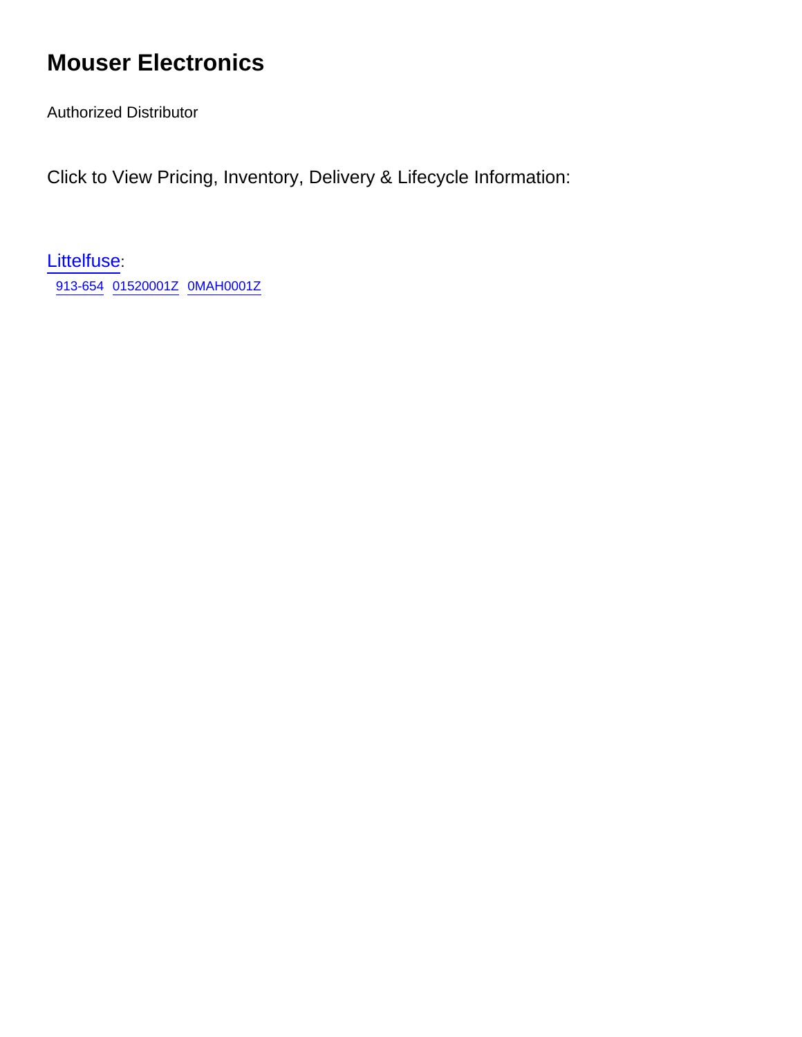# Mouser Electronics

Authorized Distributor

Click to View Pricing, Inventory, Delivery & Lifecycle Information:

Littelfuse:

913-654 01520001Z 0MAH0001Z